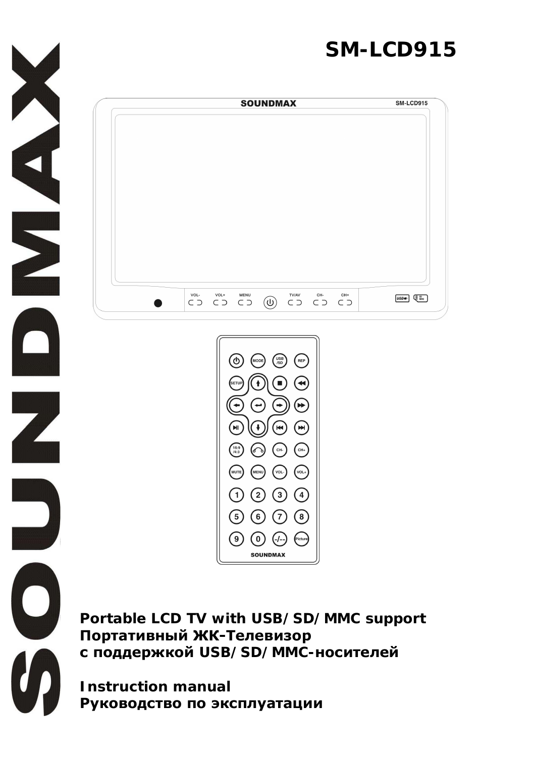# SM-LCD915

**Portable LCD TV with USB/SD/MMC support**
**Портативный ЖК-Телевизор с поддержкой USB/SD/MMC-носителей**

**Instruction manual**
**Руководство по эксплуатации**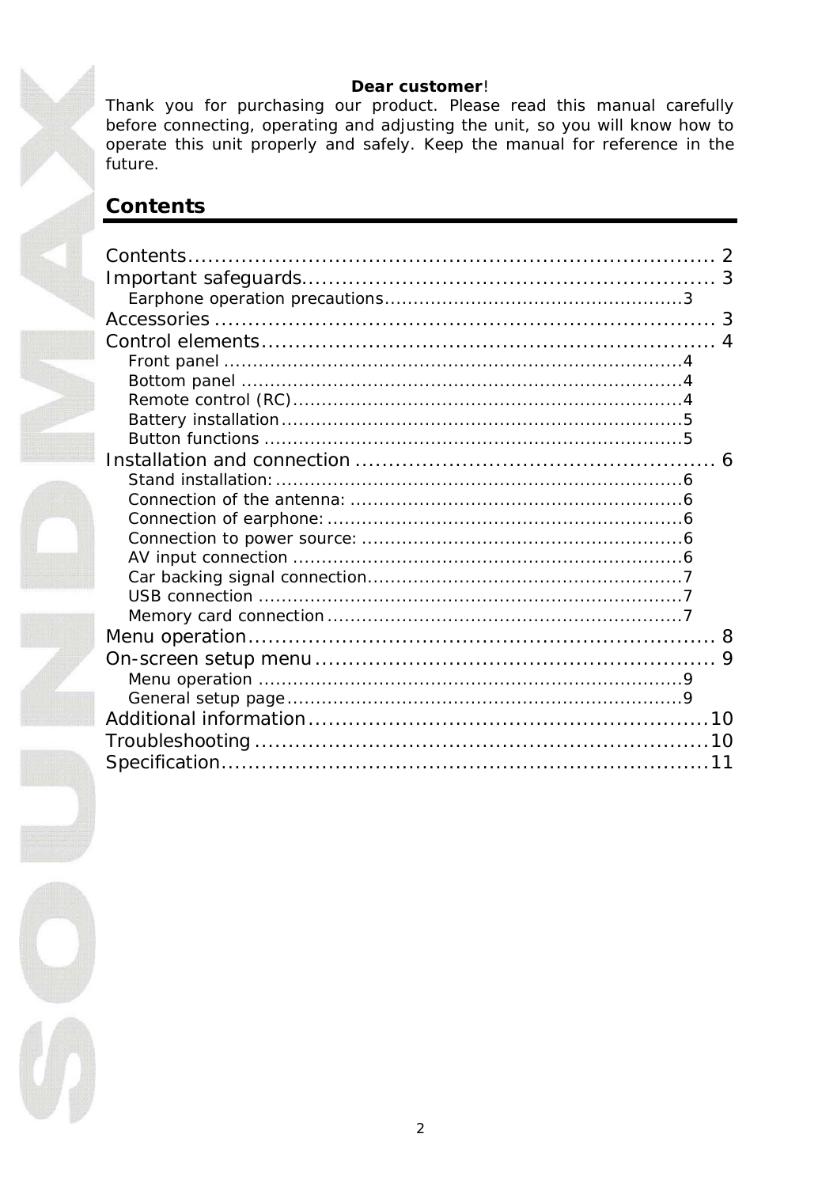**Dear customer**!

Thank you for purchasing our product. Please read this manual carefully before connecting, operating and adjusting the unit, so you will know how to operate this unit properly and safely. Keep the manual for reference in the future.

## Contents

Contents.................................................................. 2
Important safeguards................................................... 3
- Earphone operation precautions........................................3

Accessories............................................................... 3
Control elements......................................................... 4
- Front panel..........................................................4
- Bottom panel.........................................................4
- Remote control (RC)..................................................4
- Battery installation..................................................5
- Button functions.....................................................5

Installation and connection............................................ 6
- Stand installation:...................................................6
- Connection of the antenna:...........................................6
- Connection of earphone:..............................................6
- Connection to power source:..........................................6
- AV input connection..................................................6
- Car backing signal connection........................................7
- USB connection.......................................................7
- Memory card connection...............................................7

Menu operation............................................................ 8
On-screen setup menu..................................................... 9
- Menu operation.......................................................9
- General setup page...................................................9

Additional information................................................... 10
Troubleshooting.......................................................... 10
Specification............................................................ 11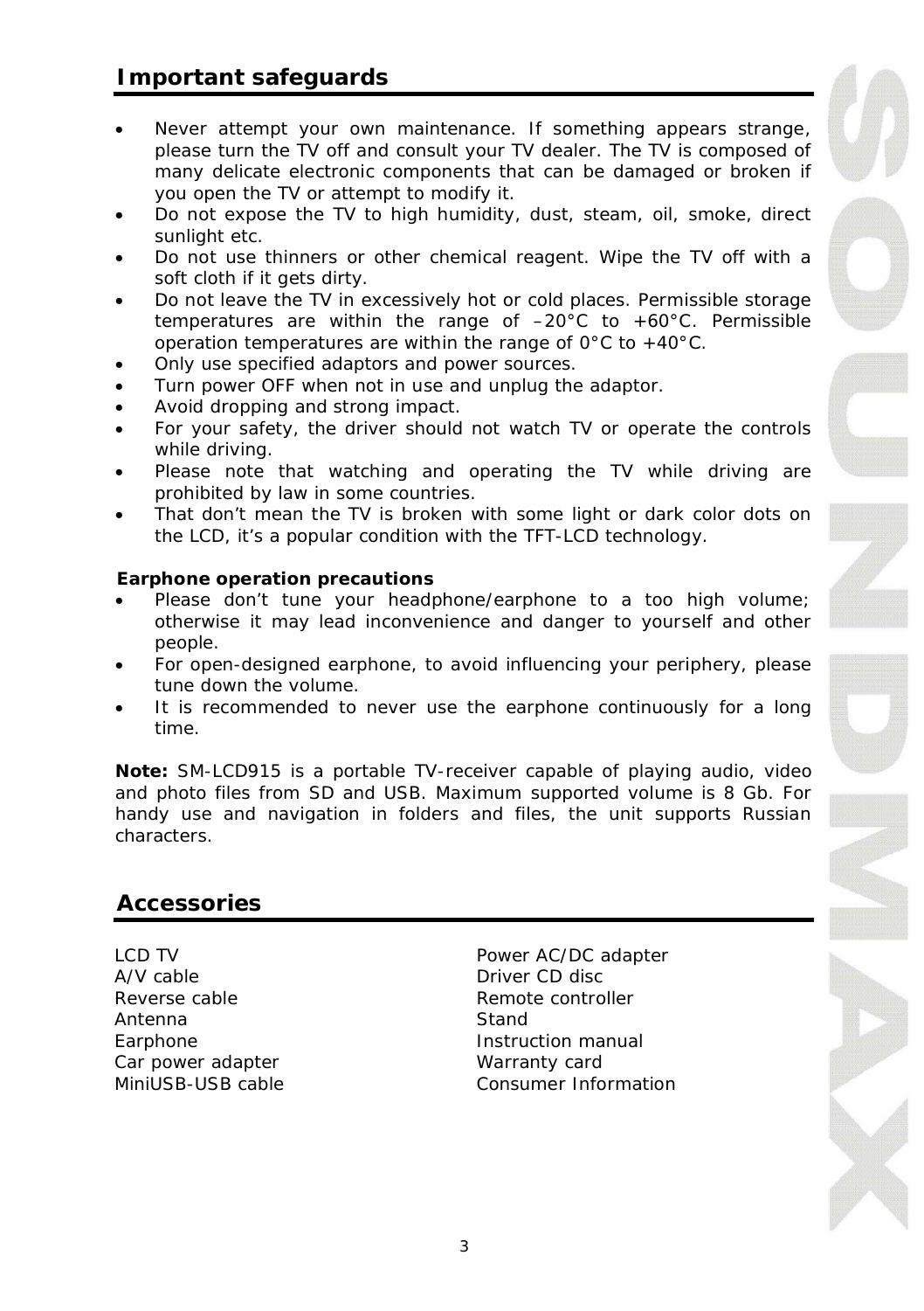## Important safeguards

- Never attempt your own maintenance. If something appears strange, please turn the TV off and consult your TV dealer. The TV is composed of many delicate electronic components that can be damaged or broken if you open the TV or attempt to modify it.
- Do not expose the TV to high humidity, dust, steam, oil, smoke, direct sunlight etc.
- Do not use thinners or other chemical reagent. Wipe the TV off with a soft cloth if it gets dirty.
- Do not leave the TV in excessively hot or cold places. Permissible storage temperatures are within the range of –20°C to +60°C. Permissible operation temperatures are within the range of 0°C to +40°C.
- Only use specified adaptors and power sources.
- Turn power OFF when not in use and unplug the adaptor.
- Avoid dropping and strong impact.
- For your safety, the driver should not watch TV or operate the controls while driving.
- Please note that watching and operating the TV while driving are prohibited by law in some countries.
- That don't mean the TV is broken with some light or dark color dots on the LCD, it's a popular condition with the TFT-LCD technology.

**Earphone operation precautions**

- Please don't tune your headphone/earphone to a too high volume; otherwise it may lead inconvenience and danger to yourself and other people.
- For open-designed earphone, to avoid influencing your periphery, please tune down the volume.
- It is recommended to never use the earphone continuously for a long time.

**Note:** SM-LCD915 is a portable TV-receiver capable of playing audio, video and photo files from SD and USB. Maximum supported volume is 8 Gb. For handy use and navigation in folders and files, the unit supports Russian characters.

## Accessories

LCD TV
A/V cable
Reverse cable
Antenna
Earphone
Car power adapter
MiniUSB-USB cable
Power AC/DC adapter
Driver CD disc
Remote controller
Stand
Instruction manual
Warranty card
Consumer Information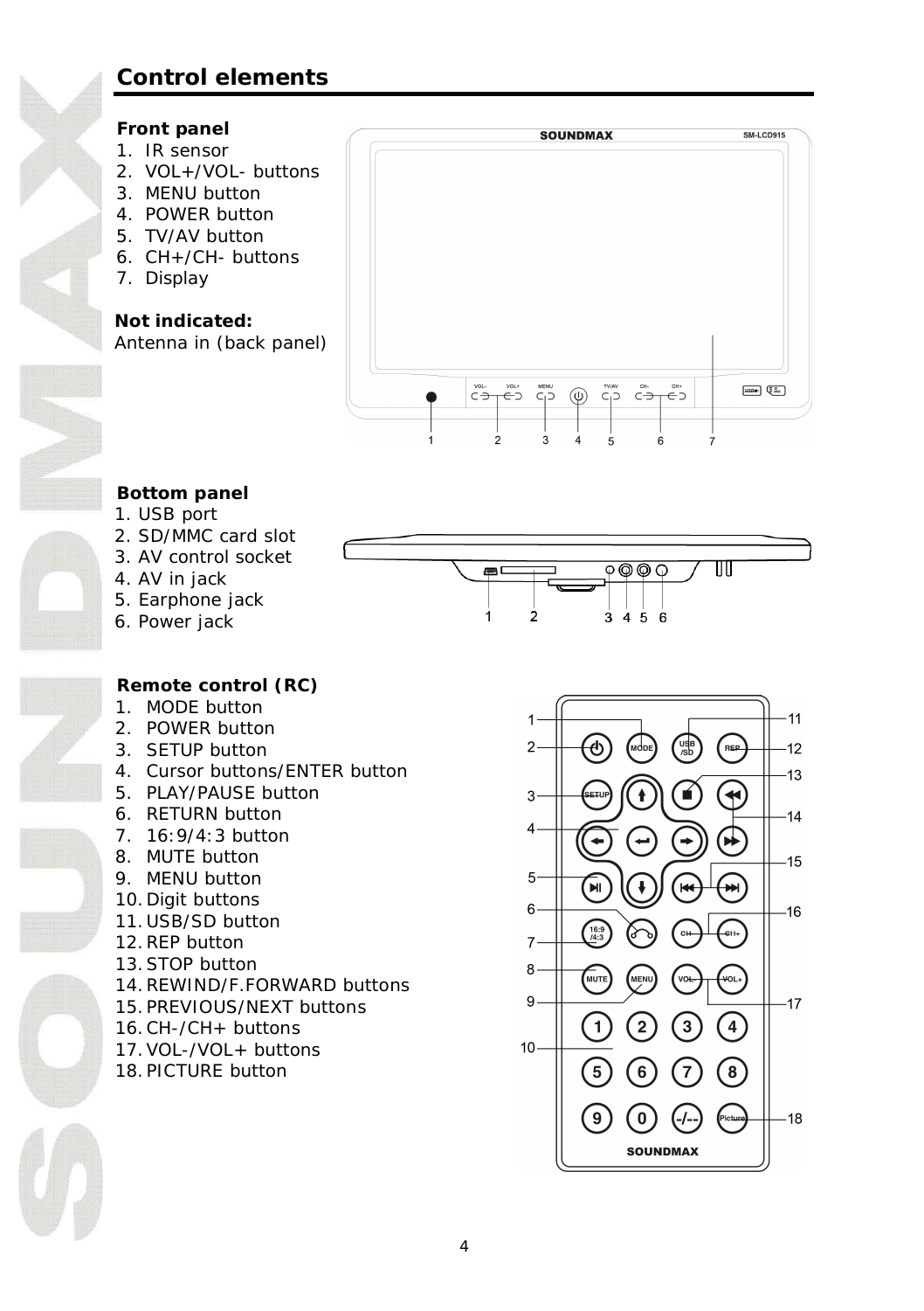## Control elements

### Front panel

1. IR sensor
2. VOL+/VOL- buttons
3. MENU button
4. POWER button
5. TV/AV button
6. CH+/CH- buttons
7. Display

**Not indicated:**
Antenna in (back panel)

### Bottom panel

1. USB port
2. SD/MMC card slot
3. AV control socket
4. AV in jack
5. Earphone jack
6. Power jack

### Remote control (RC)

1. MODE button
2. POWER button
3. SETUP button
4. Cursor buttons/ENTER button
5. PLAY/PAUSE button
6. RETURN button
7. 16:9/4:3 button
8. MUTE button
9. MENU button
10. Digit buttons
11. USB/SD button
12. REP button
13. STOP button
14. REWIND/F.FORWARD buttons
15. PREVIOUS/NEXT buttons
16. CH-/CH+ buttons
17. VOL-/VOL+ buttons
18. PICTURE button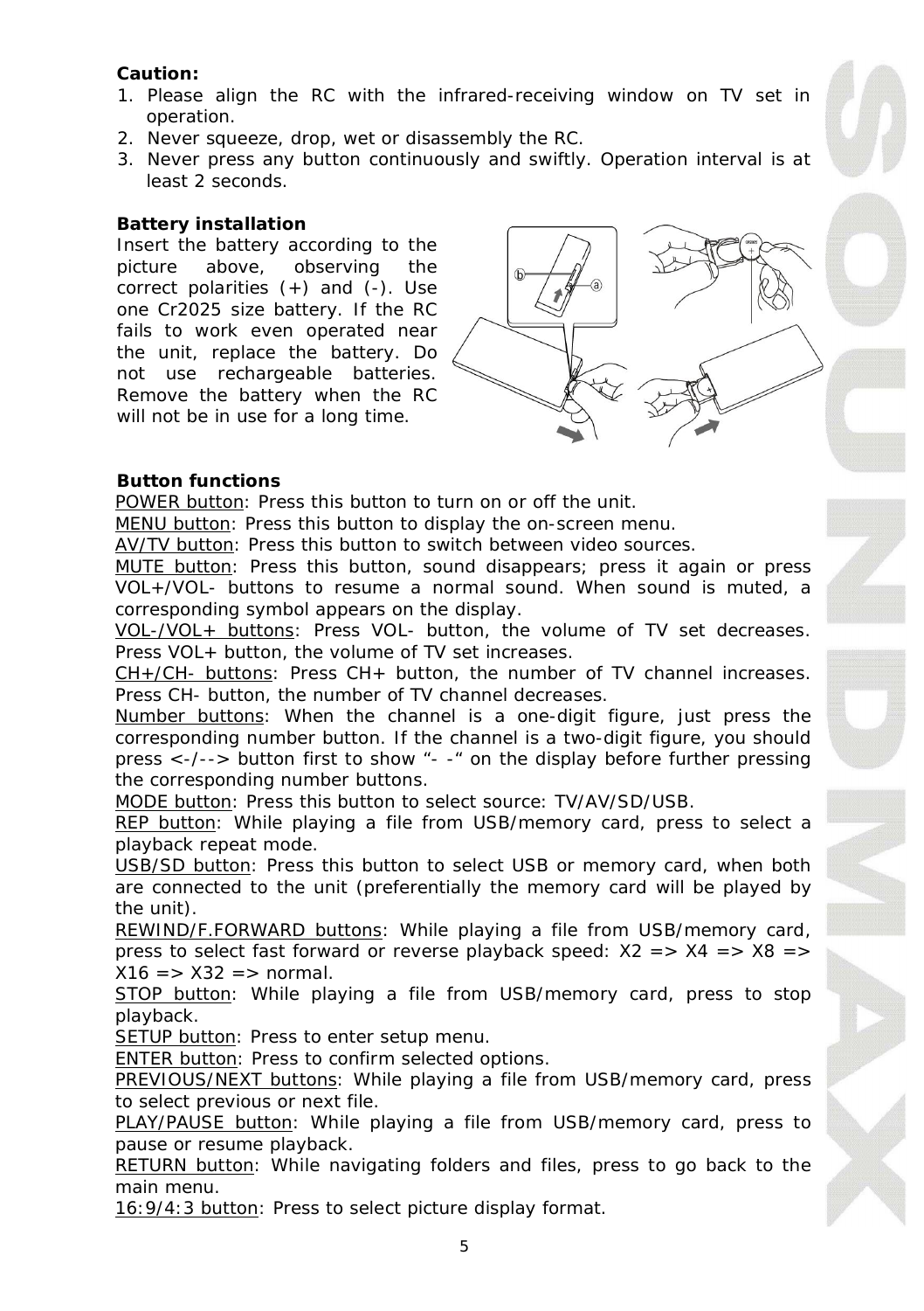**Caution:**

1. Please align the RC with the infrared-receiving window on TV set in operation.
2. Never squeeze, drop, wet or disassembly the RC.
3. Never press any button continuously and swiftly. Operation interval is at least 2 seconds.

**Battery installation**

Insert the battery according to the picture above, observing the correct polarities (+) and (-). Use one Cr2025 size battery. If the RC fails to work even operated near the unit, replace the battery. Do not use rechargeable batteries. Remove the battery when the RC will not be in use for a long time.

**Button functions**

POWER button: Press this button to turn on or off the unit.
MENU button: Press this button to display the on-screen menu.
AV/TV button: Press this button to switch between video sources.
MUTE button: Press this button, sound disappears; press it again or press VOL+/VOL- buttons to resume a normal sound. When sound is muted, a corresponding symbol appears on the display.
VOL-/VOL+ buttons: Press VOL- button, the volume of TV set decreases. Press VOL+ button, the volume of TV set increases.
CH+/CH- buttons: Press CH+ button, the number of TV channel increases. Press CH- button, the number of TV channel decreases.
Number buttons: When the channel is a one-digit figure, just press the corresponding number button. If the channel is a two-digit figure, you should press <-/--> button first to show "- -" on the display before further pressing the corresponding number buttons.
MODE button: Press this button to select source: TV/AV/SD/USB.
REP button: While playing a file from USB/memory card, press to select a playback repeat mode.
USB/SD button: Press this button to select USB or memory card, when both are connected to the unit (preferentially the memory card will be played by the unit).
REWIND/F.FORWARD buttons: While playing a file from USB/memory card, press to select fast forward or reverse playback speed: X2 => X4 => X8 => X16 => X32 => normal.
STOP button: While playing a file from USB/memory card, press to stop playback.
SETUP button: Press to enter setup menu.
ENTER button: Press to confirm selected options.
PREVIOUS/NEXT buttons: While playing a file from USB/memory card, press to select previous or next file.
PLAY/PAUSE button: While playing a file from USB/memory card, press to pause or resume playback.
RETURN button: While navigating folders and files, press to go back to the main menu.
16:9/4:3 button: Press to select picture display format.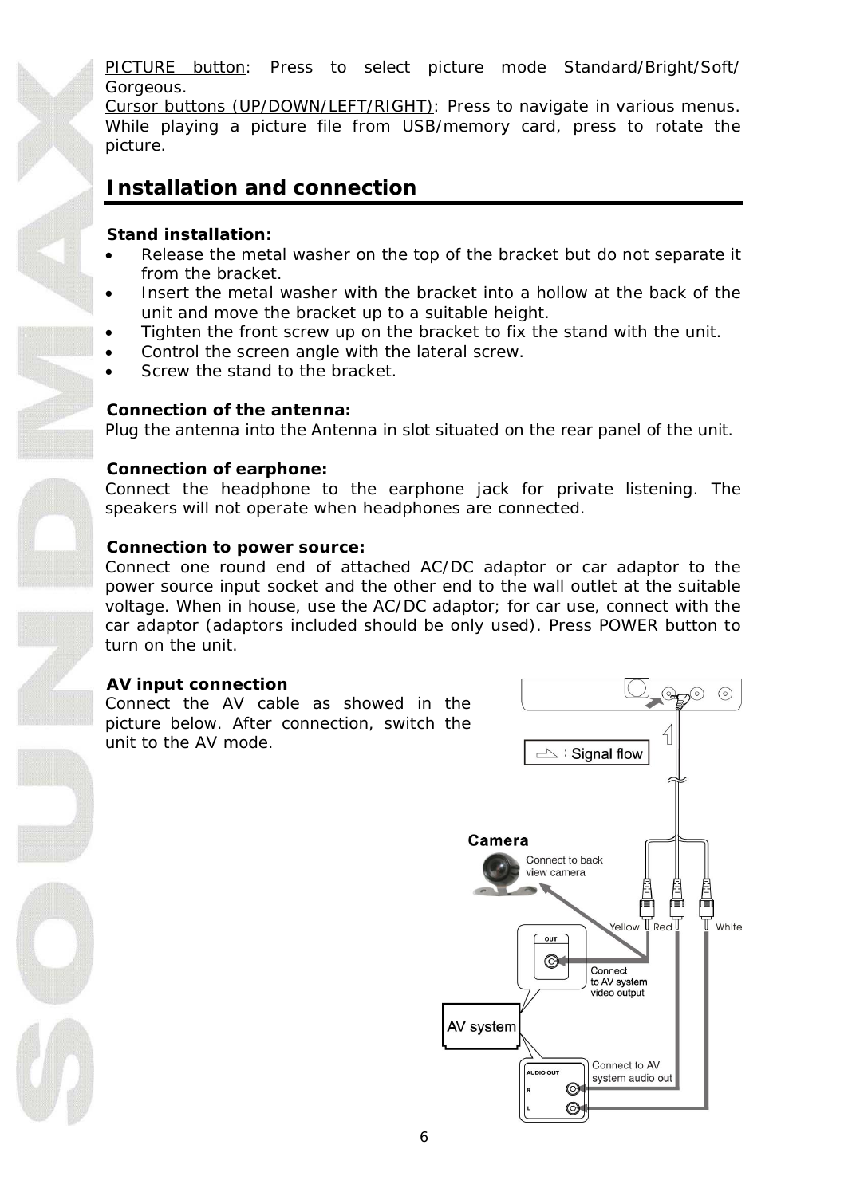PICTURE button: Press to select picture mode Standard/Bright/Soft/Gorgeous.
Cursor buttons (UP/DOWN/LEFT/RIGHT): Press to navigate in various menus. While playing a picture file from USB/memory card, press to rotate the picture.

## Installation and connection

**Stand installation:**

- Release the metal washer on the top of the bracket but do not separate it from the bracket.
- Insert the metal washer with the bracket into a hollow at the back of the unit and move the bracket up to a suitable height.
- Tighten the front screw up on the bracket to fix the stand with the unit.
- Control the screen angle with the lateral screw.
- Screw the stand to the bracket.

**Connection of the antenna:**
Plug the antenna into the Antenna in slot situated on the rear panel of the unit.

**Connection of earphone:**
Connect the headphone to the earphone jack for private listening. The speakers will not operate when headphones are connected.

**Connection to power source:**
Connect one round end of attached AC/DC adaptor or car adaptor to the power source input socket and the other end to the wall outlet at the suitable voltage. When in house, use the AC/DC adaptor; for car use, connect with the car adaptor (adaptors included should be only used). Press POWER button to turn on the unit.

**AV input connection**
Connect the AV cable as showed in the picture below. After connection, switch the unit to the AV mode.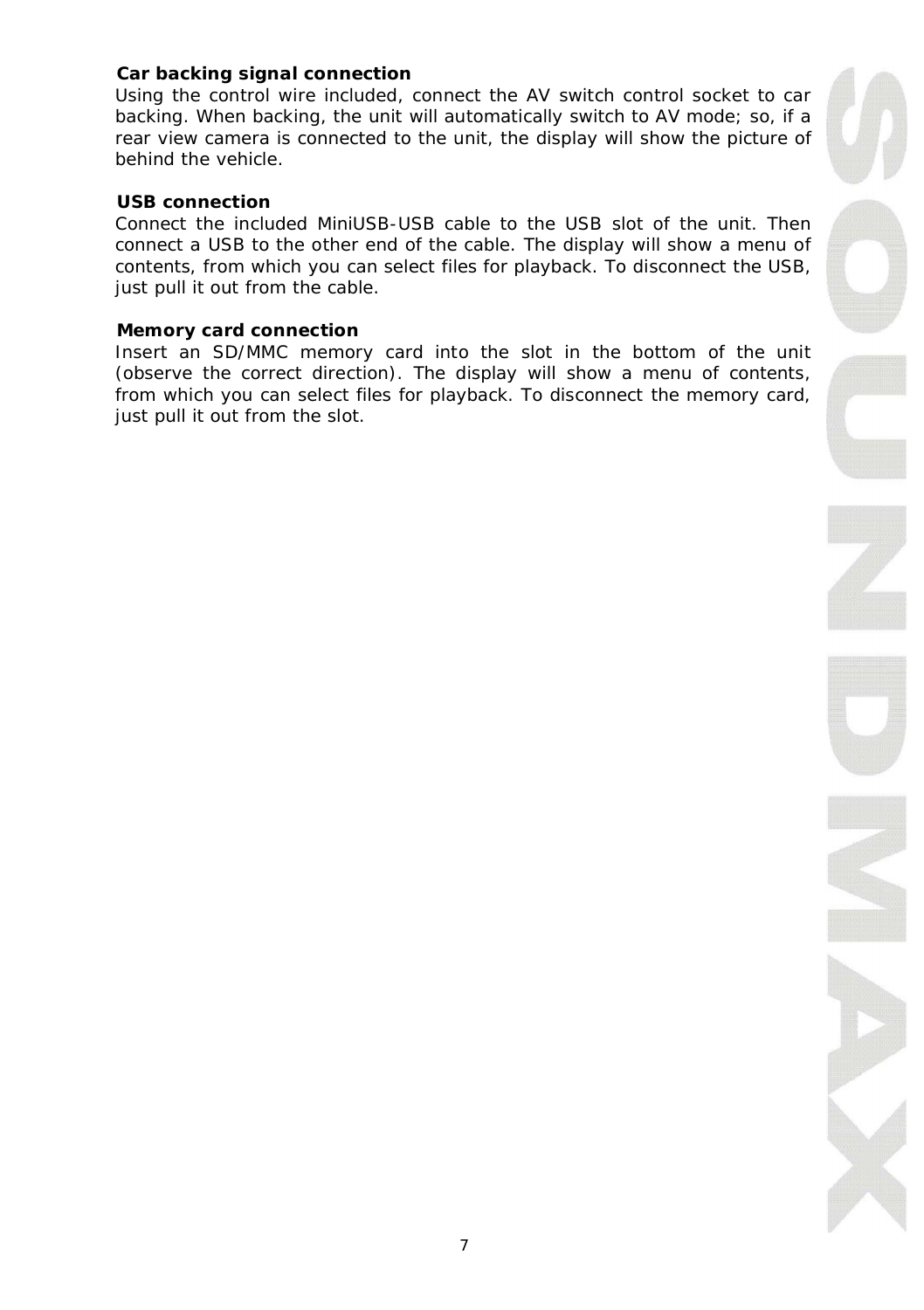**Car backing signal connection**

Using the control wire included, connect the AV switch control socket to car backing. When backing, the unit will automatically switch to AV mode; so, if a rear view camera is connected to the unit, the display will show the picture of behind the vehicle.

**USB connection**

Connect the included MiniUSB-USB cable to the USB slot of the unit. Then connect a USB to the other end of the cable. The display will show a menu of contents, from which you can select files for playback. To disconnect the USB, just pull it out from the cable.

**Memory card connection**

Insert an SD/MMC memory card into the slot in the bottom of the unit (observe the correct direction). The display will show a menu of contents, from which you can select files for playback. To disconnect the memory card, just pull it out from the slot.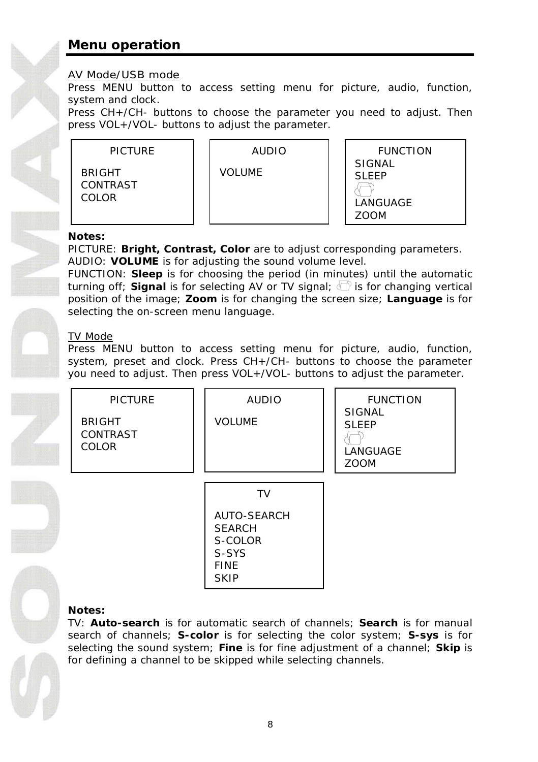# Menu operation

AV Mode/USB mode

Press MENU button to access setting menu for picture, audio, function, system and clock.

Press CH+/CH- buttons to choose the parameter you need to adjust. Then press VOL+/VOL- buttons to adjust the parameter.

| PICTURE | AUDIO | FUNCTION |
|---|---|---|
| BRIGHT<br>CONTRAST<br>COLOR | VOLUME | SIGNAL<br>SLEEP<br>⎕<br>LANGUAGE<br>ZOOM |

**Notes:**

PICTURE: **Bright, Contrast, Color** are to adjust corresponding parameters.

AUDIO: **VOLUME** is for adjusting the sound volume level.

FUNCTION: **Sleep** is for choosing the period (in minutes) until the automatic turning off; **Signal** is for selecting AV or TV signal; ⎕ is for changing vertical position of the image; **Zoom** is for changing the screen size; **Language** is for selecting the on-screen menu language.

TV Mode

Press MENU button to access setting menu for picture, audio, function, system, preset and clock. Press CH+/CH- buttons to choose the parameter you need to adjust. Then press VOL+/VOL- buttons to adjust the parameter.

| PICTURE | AUDIO | FUNCTION |
|---|---|---|
| BRIGHT<br>CONTRAST<br>COLOR | VOLUME | SIGNAL<br>SLEEP<br>⎕<br>LANGUAGE<br>ZOOM |

| TV |
|---|
| AUTO-SEARCH<br>SEARCH<br>S-COLOR<br>S-SYS<br>FINE<br>SKIP |

**Notes:**

TV: **Auto-search** is for automatic search of channels; **Search** is for manual search of channels; **S-color** is for selecting the color system; **S-sys** is for selecting the sound system; **Fine** is for fine adjustment of a channel; **Skip** is for defining a channel to be skipped while selecting channels.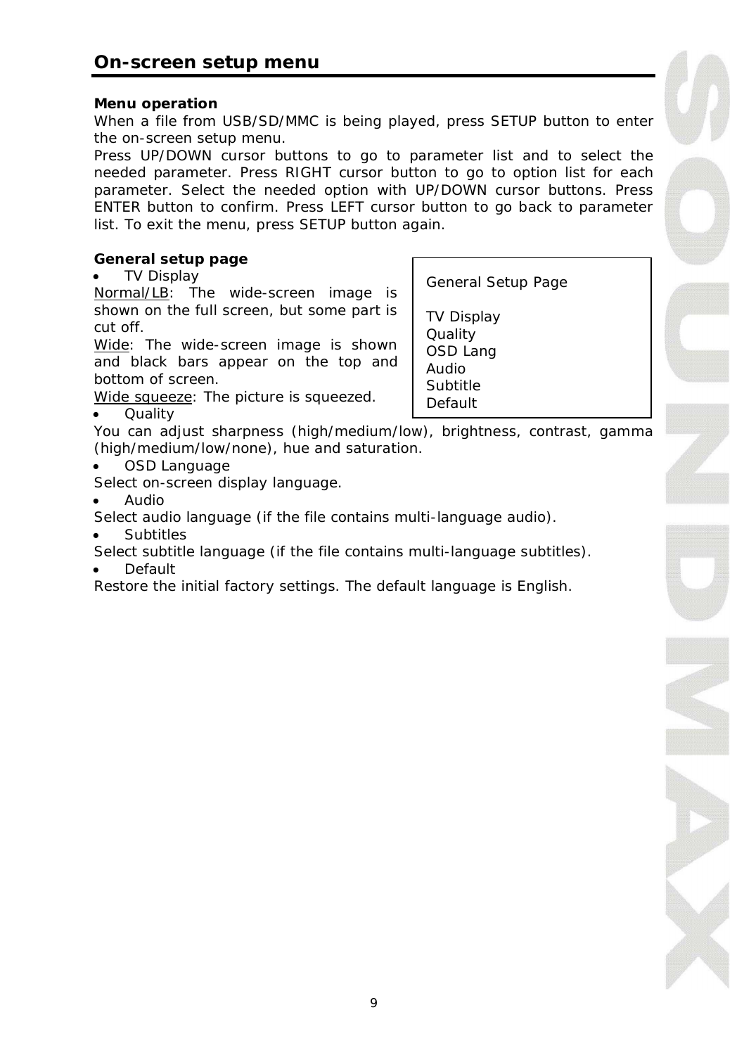## On-screen setup menu

**Menu operation**

When a file from USB/SD/MMC is being played, press SETUP button to enter the on-screen setup menu.

Press UP/DOWN cursor buttons to go to parameter list and to select the needed parameter. Press RIGHT cursor button to go to option list for each parameter. Select the needed option with UP/DOWN cursor buttons. Press ENTER button to confirm. Press LEFT cursor button to go back to parameter list. To exit the menu, press SETUP button again.

**General setup page**

```
General Setup Page

TV Display
Quality
OSD Lang
Audio
Subtitle
Default
```

- TV Display

Normal/LB: The wide-screen image is shown on the full screen, but some part is cut off.

Wide: The wide-screen image is shown and black bars appear on the top and bottom of screen.

Wide squeeze: The picture is squeezed.

- Quality

You can adjust sharpness (high/medium/low), brightness, contrast, gamma (high/medium/low/none), hue and saturation.

- OSD Language

Select on-screen display language.

- Audio

Select audio language (if the file contains multi-language audio).

- Subtitles

Select subtitle language (if the file contains multi-language subtitles).

- Default

Restore the initial factory settings. The default language is English.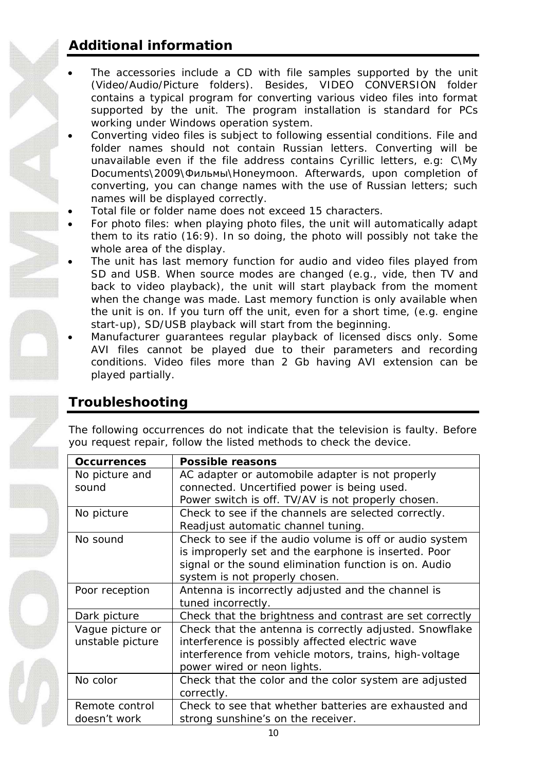## Additional information

- The accessories include a CD with file samples supported by the unit (Video/Audio/Picture folders). Besides, VIDEO CONVERSION folder contains a typical program for converting various video files into format supported by the unit. The program installation is standard for PCs working under Windows operation system.
- Converting video files is subject to following essential conditions. File and folder names should not contain Russian letters. Converting will be unavailable even if the file address contains Cyrillic letters, e.g: C\My Documents\2009\Фильмы\Honeymoon. Afterwards, upon completion of converting, you can change names with the use of Russian letters; such names will be displayed correctly.
- Total file or folder name does not exceed 15 characters.
- For photo files: when playing photo files, the unit will automatically adapt them to its ratio (16:9). In so doing, the photo will possibly not take the whole area of the display.
- The unit has last memory function for audio and video files played from SD and USB. When source modes are changed (e.g., vide, then TV and back to video playback), the unit will start playback from the moment when the change was made. Last memory function is only available when the unit is on. If you turn off the unit, even for a short time, (e.g. engine start-up), SD/USB playback will start from the beginning.
- Manufacturer guarantees regular playback of licensed discs only. Some AVI files cannot be played due to their parameters and recording conditions. Video files more than 2 Gb having AVI extension can be played partially.

## Troubleshooting

The following occurrences do not indicate that the television is faulty. Before you request repair, follow the listed methods to check the device.

| Occurrences | Possible reasons |
|---|---|
| No picture and sound | AC adapter or automobile adapter is not properly connected. Uncertified power is being used. Power switch is off. TV/AV is not properly chosen. |
| No picture | Check to see if the channels are selected correctly. Readjust automatic channel tuning. |
| No sound | Check to see if the audio volume is off or audio system is improperly set and the earphone is inserted. Poor signal or the sound elimination function is on. Audio system is not properly chosen. |
| Poor reception | Antenna is incorrectly adjusted and the channel is tuned incorrectly. |
| Dark picture | Check that the brightness and contrast are set correctly |
| Vague picture or unstable picture | Check that the antenna is correctly adjusted. Snowflake interference is possibly affected electric wave interference from vehicle motors, trains, high-voltage power wired or neon lights. |
| No color | Check that the color and the color system are adjusted correctly. |
| Remote control doesn't work | Check to see that whether batteries are exhausted and strong sunshine's on the receiver. |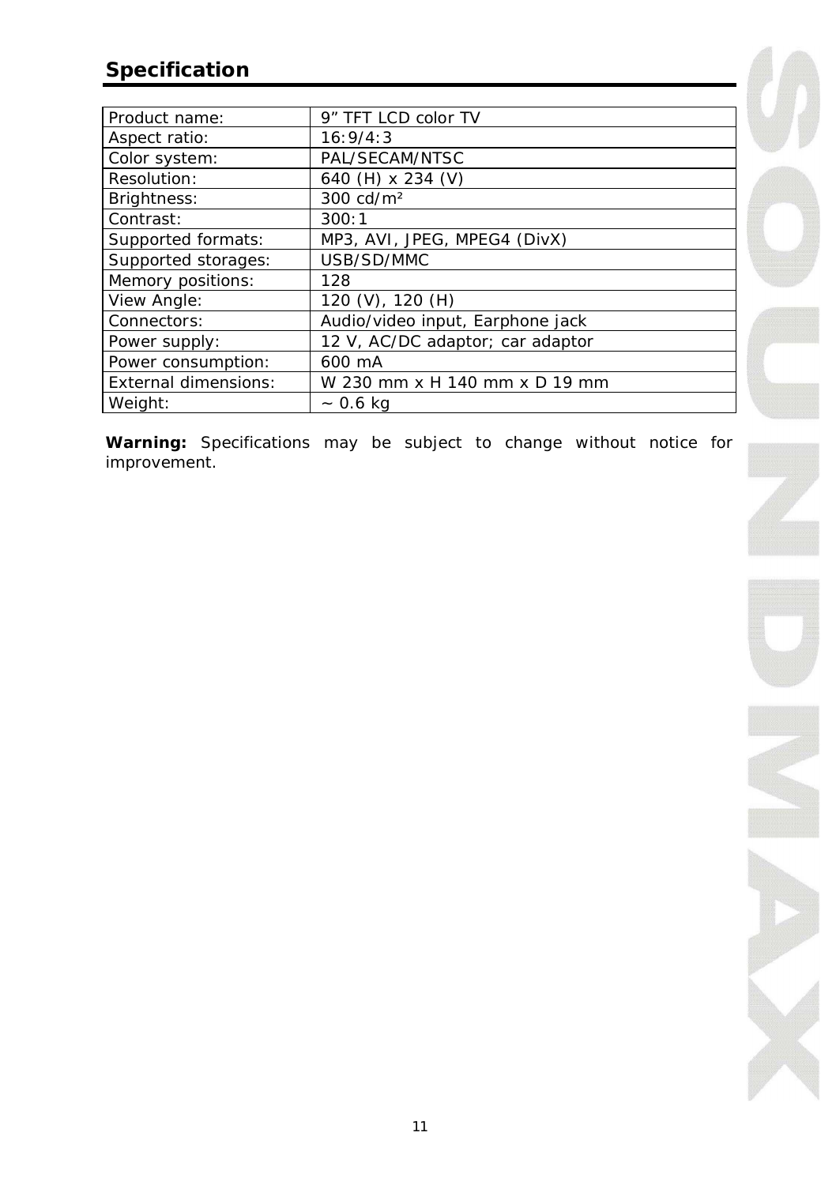## Specification

| Product name: | 9” TFT LCD color TV |
|---|---|
| Aspect ratio: | 16:9/4:3 |
| Color system: | PAL/SECAM/NTSC |
| Resolution: | 640 (H) x 234 (V) |
| Brightness: | 300 cd/m² |
| Contrast: | 300:1 |
| Supported formats: | MP3, AVI, JPEG, MPEG4 (DivX) |
| Supported storages: | USB/SD/MMC |
| Memory positions: | 128 |
| View Angle: | 120 (V), 120 (H) |
| Connectors: | Audio/video input, Earphone jack |
| Power supply: | 12 V, AC/DC adaptor; car adaptor |
| Power consumption: | 600 mA |
| External dimensions: | W 230 mm x H 140 mm x D 19 mm |
| Weight: | ~ 0.6 kg |

**Warning:** Specifications may be subject to change without notice for improvement.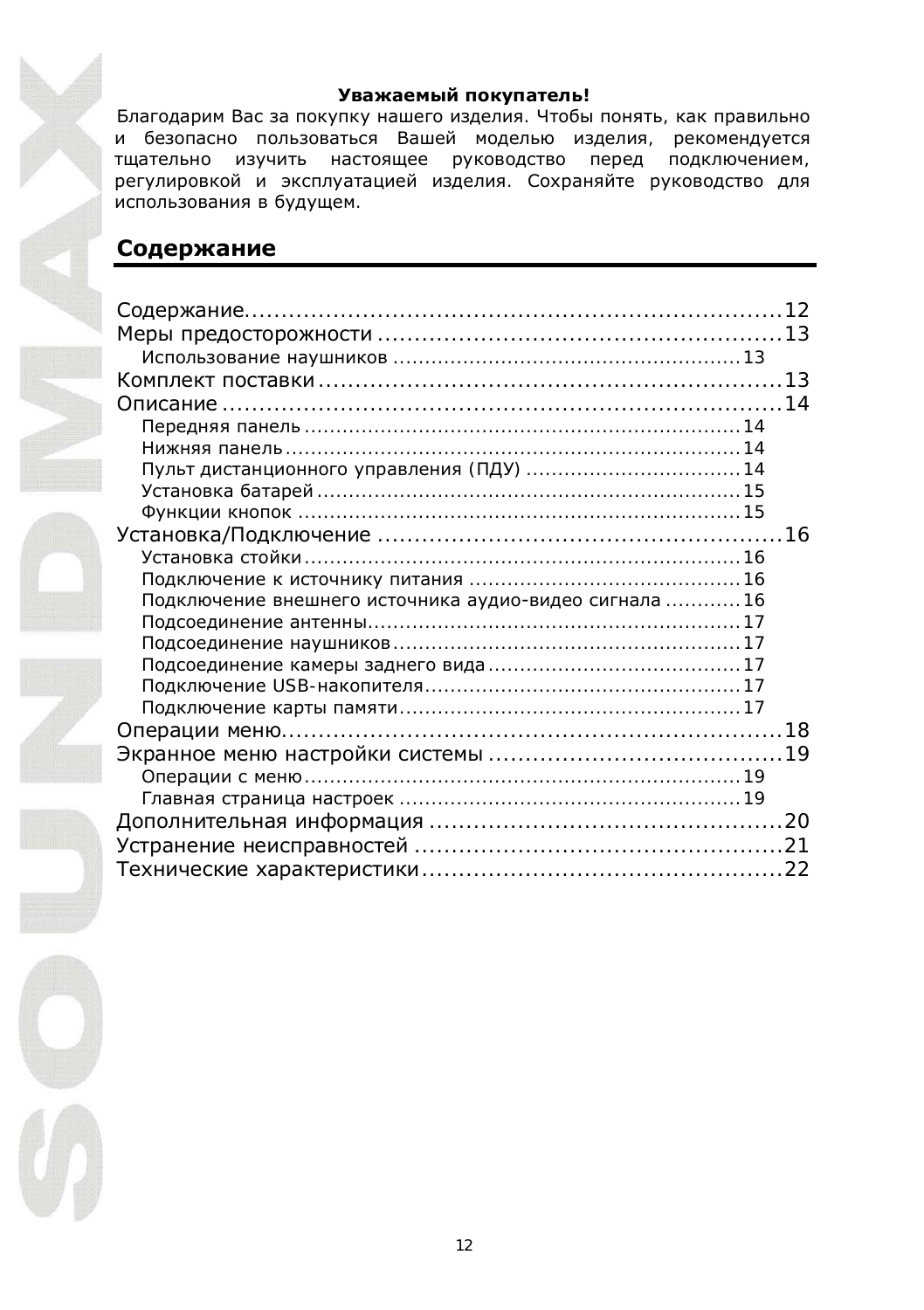**Уважаемый покупатель!**

Благодарим Вас за покупку нашего изделия. Чтобы понять, как правильно и безопасно пользоваться Вашей моделью изделия, рекомендуется тщательно изучить настоящее руководство перед подключением, регулировкой и эксплуатацией изделия. Сохраняйте руководство для использования в будущем.

## Содержание

- Содержание .......... 12
- Меры предосторожности .......... 13
  - Использование наушников .......... 13
- Комплект поставки .......... 13
- Описание .......... 14
  - Передняя панель .......... 14
  - Нижняя панель .......... 14
  - Пульт дистанционного управления (ПДУ) .......... 14
  - Установка батарей .......... 15
  - Функции кнопок .......... 15
- Установка/Подключение .......... 16
  - Установка стойки .......... 16
  - Подключение к источнику питания .......... 16
  - Подключение внешнего источника аудио-видео сигнала .......... 16
  - Подсоединение антенны .......... 17
  - Подсоединение наушников .......... 17
  - Подсоединение камеры заднего вида .......... 17
  - Подключение USB-накопителя .......... 17
  - Подключение карты памяти .......... 17
- Операции меню .......... 18
- Экранное меню настройки системы .......... 19
  - Операции с меню .......... 19
  - Главная страница настроек .......... 19
- Дополнительная информация .......... 20
- Устранение неисправностей .......... 21
- Технические характеристики .......... 22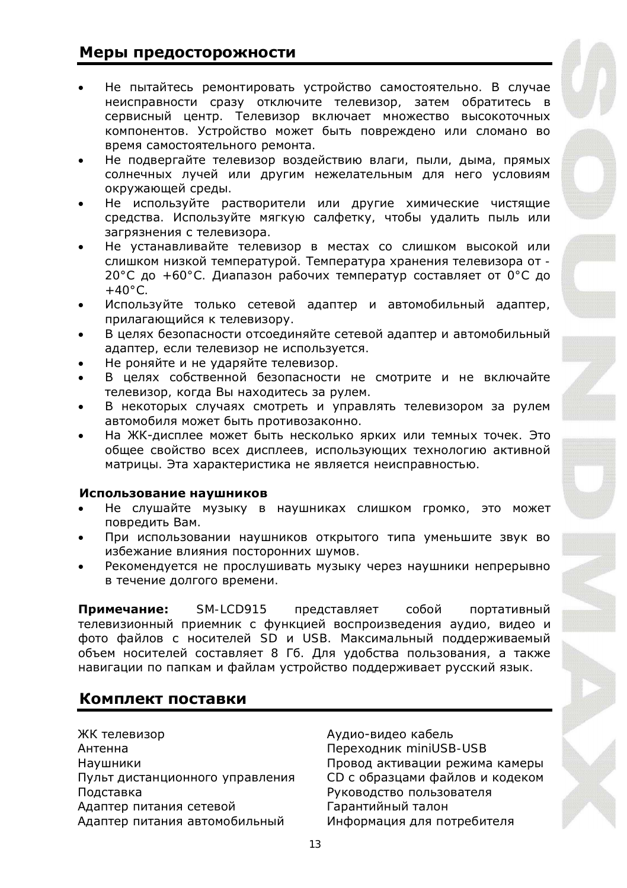## Меры предосторожности

- Не пытайтесь ремонтировать устройство самостоятельно. В случае неисправности сразу отключите телевизор, затем обратитесь в сервисный центр. Телевизор включает множество высокоточных компонентов. Устройство может быть повреждено или сломано во время самостоятельного ремонта.
- Не подвергайте телевизор воздействию влаги, пыли, дыма, прямых солнечных лучей или другим нежелательным для него условиям окружающей среды.
- Не используйте растворители или другие химические чистящие средства. Используйте мягкую салфетку, чтобы удалить пыль или загрязнения с телевизора.
- Не устанавливайте телевизор в местах со слишком высокой или слишком низкой температурой. Температура хранения телевизора от -20°C до +60°C. Диапазон рабочих температур составляет от 0°C до +40°C.
- Используйте только сетевой адаптер и автомобильный адаптер, прилагающийся к телевизору.
- В целях безопасности отсоединяйте сетевой адаптер и автомобильный адаптер, если телевизор не используется.
- Не роняйте и не ударяйте телевизор.
- В целях собственной безопасности не смотрите и не включайте телевизор, когда Вы находитесь за рулем.
- В некоторых случаях смотреть и управлять телевизором за рулем автомобиля может быть противозаконно.
- На ЖК-дисплее может быть несколько ярких или темных точек. Это общее свойство всех дисплеев, использующих технологию активной матрицы. Эта характеристика не является неисправностью.

**Использование наушников**

- Не слушайте музыку в наушниках слишком громко, это может повредить Вам.
- При использовании наушников открытого типа уменьшите звук во избежание влияния посторонних шумов.
- Рекомендуется не прослушивать музыку через наушники непрерывно в течение долгого времени.

**Примечание:** SM-LCD915 представляет собой портативный телевизионный приемник с функцией воспроизведения аудио, видео и фото файлов с носителей SD и USB. Максимальный поддерживаемый объем носителей составляет 8 Гб. Для удобства пользования, а также навигации по папкам и файлам устройство поддерживает русский язык.

## Комплект поставки

ЖК телевизор
Антенна
Наушники
Пульт дистанционного управления
Подставка
Адаптер питания сетевой
Адаптер питания автомобильный
Аудио-видео кабель
Переходник miniUSB-USB
Провод активации режима камеры
CD с образцами файлов и кодеком
Руководство пользователя
Гарантийный талон
Информация для потребителя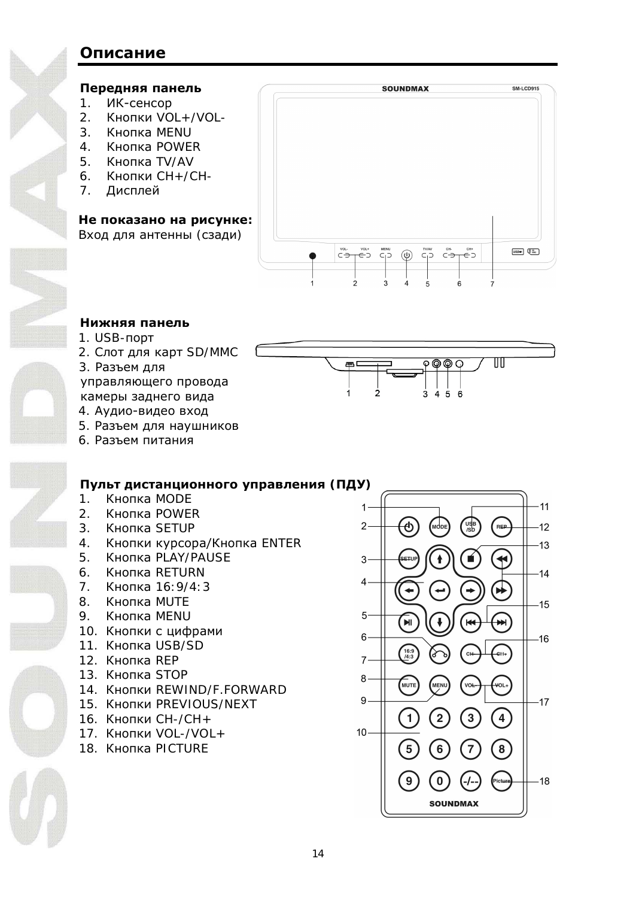# Описание

## Передняя панель

1. ИК-сенсор
2. Кнопки VOL+/VOL-
3. Кнопка MENU
4. Кнопка POWER
5. Кнопка TV/AV
6. Кнопки CH+/CH-
7. Дисплей

**Не показано на рисунке:**
Вход для антенны (сзади)

## Нижняя панель

1. USB-порт
2. Слот для карт SD/MMC
3. Разъем для управляющего провода камеры заднего вида
4. Аудио-видео вход
5. Разъем для наушников
6. Разъем питания

## Пульт дистанционного управления (ПДУ)

1. Кнопка MODE
2. Кнопка POWER
3. Кнопка SETUP
4. Кнопки курсора/Кнопка ENTER
5. Кнопка PLAY/PAUSE
6. Кнопка RETURN
7. Кнопка 16:9/4:3
8. Кнопка MUTE
9. Кнопка MENU
10. Кнопки с цифрами
11. Кнопка USB/SD
12. Кнопка REP
13. Кнопка STOP
14. Кнопки REWIND/F.FORWARD
15. Кнопки PREVIOUS/NEXT
16. Кнопки CH-/CH+
17. Кнопки VOL-/VOL+
18. Кнопка PICTURE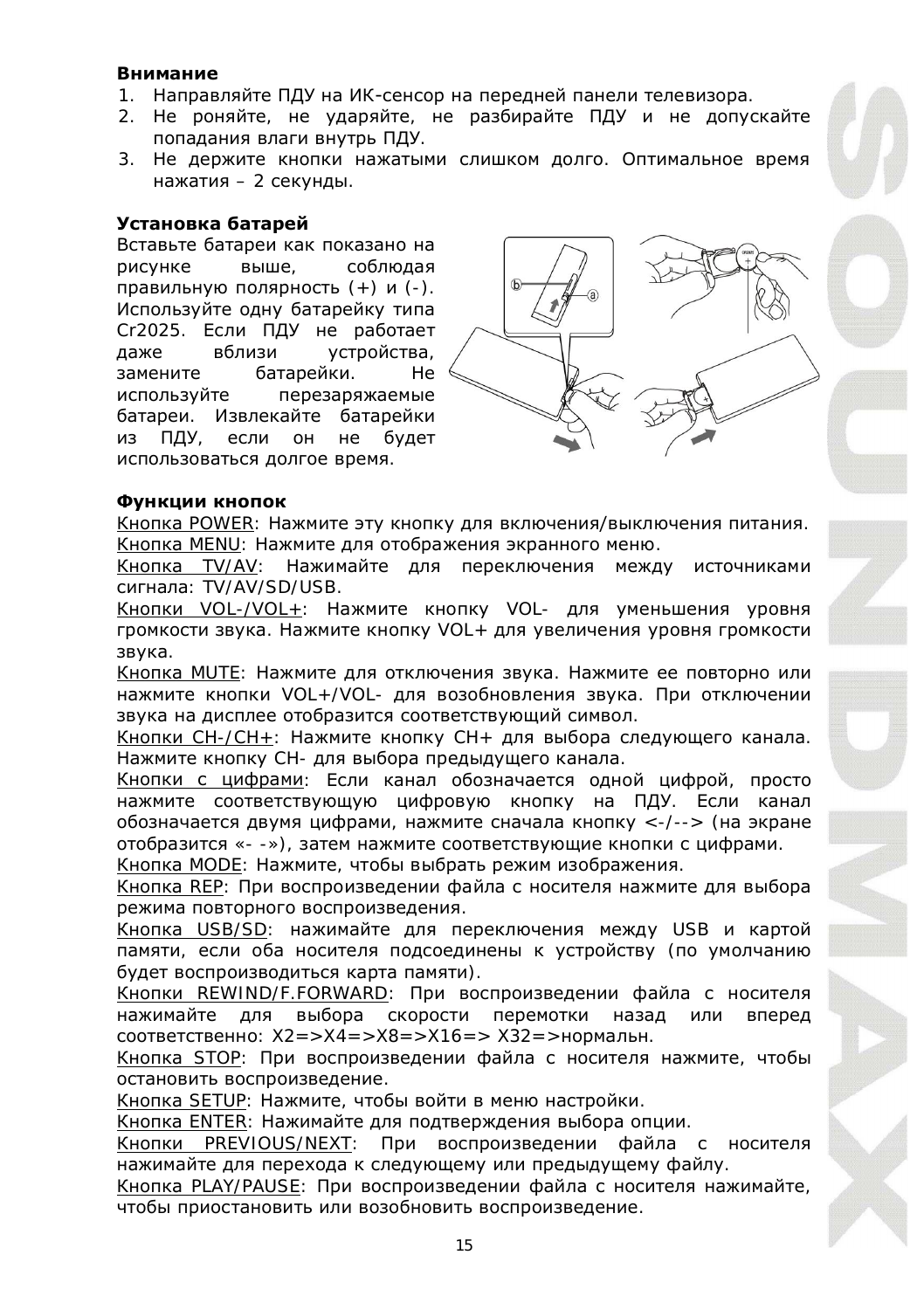**Внимание**

1. Направляйте ПДУ на ИК-сенсор на передней панели телевизора.
2. Не роняйте, не ударяйте, не разбирайте ПДУ и не допускайте попадания влаги внутрь ПДУ.
3. Не держите кнопки нажатыми слишком долго. Оптимальное время нажатия – 2 секунды.

**Установка батарей**

Вставьте батареи как показано на рисунке выше, соблюдая правильную полярность (+) и (-). Используйте одну батарейку типа Cr2025. Если ПДУ не работает даже вблизи устройства, замените батарейки. Не используйте перезаряжаемые батареи. Извлекайте батарейки из ПДУ, если он не будет использоваться долгое время.

**Функции кнопок**

Кнопка POWER: Нажмите эту кнопку для включения/выключения питания.
Кнопка MENU: Нажмите для отображения экранного меню.
Кнопка TV/AV: Нажимайте для переключения между источниками сигнала: TV/AV/SD/USB.
Кнопки VOL-/VOL+: Нажмите кнопку VOL- для уменьшения уровня громкости звука. Нажмите кнопку VOL+ для увеличения уровня громкости звука.
Кнопка MUTE: Нажмите для отключения звука. Нажмите ее повторно или нажмите кнопки VOL+/VOL- для возобновления звука. При отключении звука на дисплее отобразится соответствующий символ.
Кнопки CH-/CH+: Нажмите кнопку CH+ для выбора следующего канала. Нажмите кнопку CH- для выбора предыдущего канала.
Кнопки с цифрами: Если канал обозначается одной цифрой, просто нажмите соответствующую цифровую кнопку на ПДУ. Если канал обозначается двумя цифрами, нажмите сначала кнопку <-/--> (на экране отобразится «- -»), затем нажмите соответствующие кнопки с цифрами.
Кнопка MODE: Нажмите, чтобы выбрать режим изображения.
Кнопка REP: При воспроизведении файла с носителя нажмите для выбора режима повторного воспроизведения.
Кнопка USB/SD: нажимайте для переключения между USB и картой памяти, если оба носителя подсоединены к устройству (по умолчанию будет воспроизводиться карта памяти).
Кнопки REWIND/F.FORWARD: При воспроизведении файла с носителя нажимайте для выбора скорости перемотки назад или вперед соответственно: X2=>X4=>X8=>X16=> X32=>нормальн.
Кнопка STOP: При воспроизведении файла с носителя нажмите, чтобы остановить воспроизведение.
Кнопка SETUP: Нажмите, чтобы войти в меню настройки.
Кнопка ENTER: Нажимайте для подтверждения выбора опции.
Кнопки PREVIOUS/NEXT: При воспроизведении файла с носителя нажимайте для перехода к следующему или предыдущему файлу.
Кнопка PLAY/PAUSE: При воспроизведении файла с носителя нажимайте, чтобы приостановить или возобновить воспроизведение.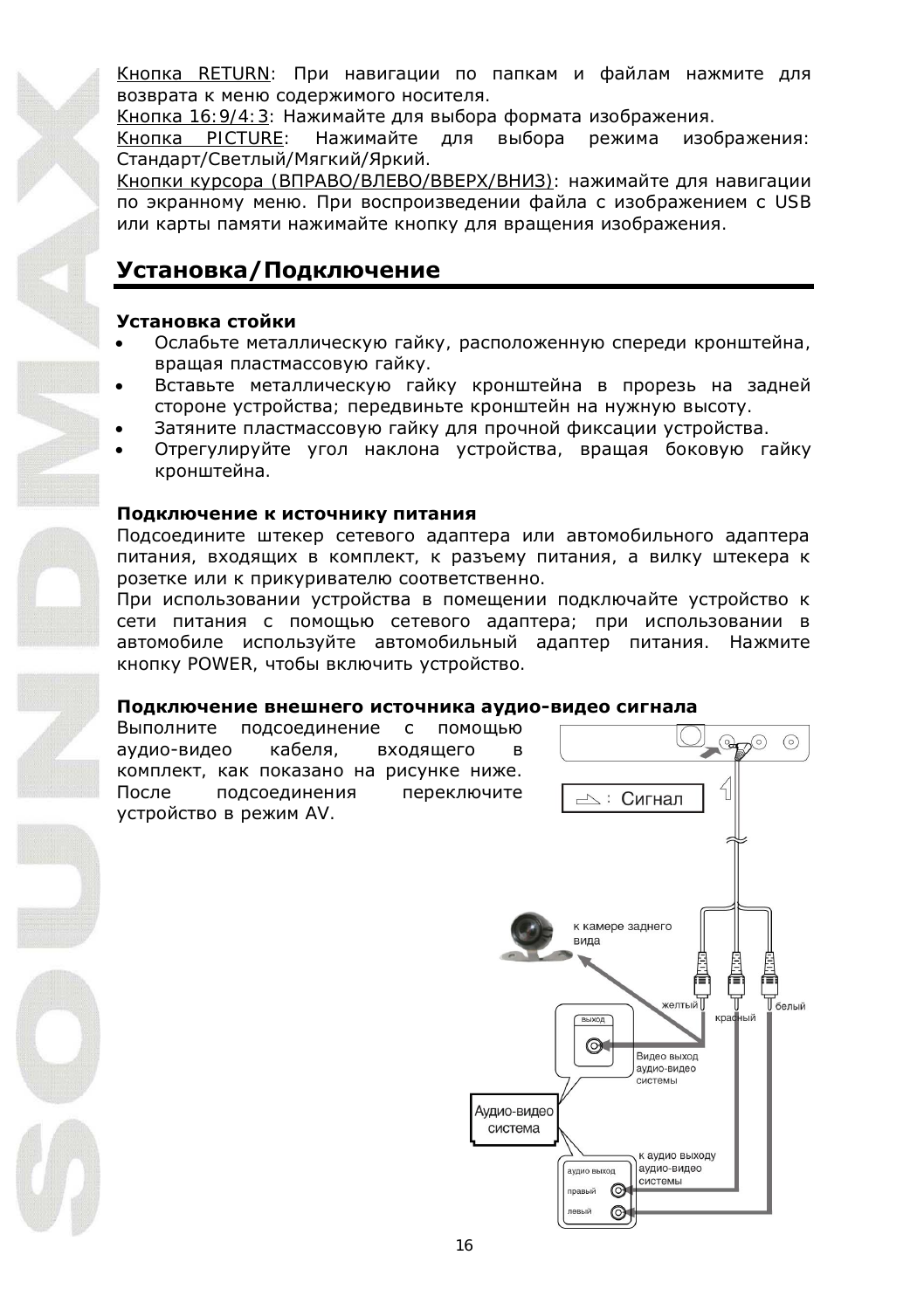Кнопка RETURN: При навигации по папкам и файлам нажмите для возврата к меню содержимого носителя.

Кнопка 16:9/4:3: Нажимайте для выбора формата изображения.

Кнопка PICTURE: Нажимайте для выбора режима изображения: Стандарт/Светлый/Мягкий/Яркий.

Кнопки курсора (ВПРАВО/ВЛЕВО/ВВЕРХ/ВНИЗ): нажимайте для навигации по экранному меню. При воспроизведении файла с изображением с USB или карты памяти нажимайте кнопку для вращения изображения.

## Установка/Подключение

### Установка стойки

- Ослабьте металлическую гайку, расположенную спереди кронштейна, вращая пластмассовую гайку.
- Вставьте металлическую гайку кронштейна в прорезь на задней стороне устройства; передвиньте кронштейн на нужную высоту.
- Затяните пластмассовую гайку для прочной фиксации устройства.
- Отрегулируйте угол наклона устройства, вращая боковую гайку кронштейна.

### Подключение к источнику питания

Подсоедините штекер сетевого адаптера или автомобильного адаптера питания, входящих в комплект, к разъему питания, а вилку штекера к розетке или к прикуривателю соответственно.

При использовании устройства в помещении подключайте устройство к сети питания с помощью сетевого адаптера; при использовании в автомобиле используйте автомобильный адаптер питания. Нажмите кнопку POWER, чтобы включить устройство.

### Подключение внешнего источника аудио-видео сигнала

Выполните подсоединение с помощью аудио-видео кабеля, входящего в комплект, как показано на рисунке ниже. После подсоединения переключите устройство в режим AV.

Сигнал

к камере заднего вида

желтый красный белый

выход

Видео выход аудио-видео системы

Аудио-видео система

аудио выход правый левый

к аудио выходу аудио-видео системы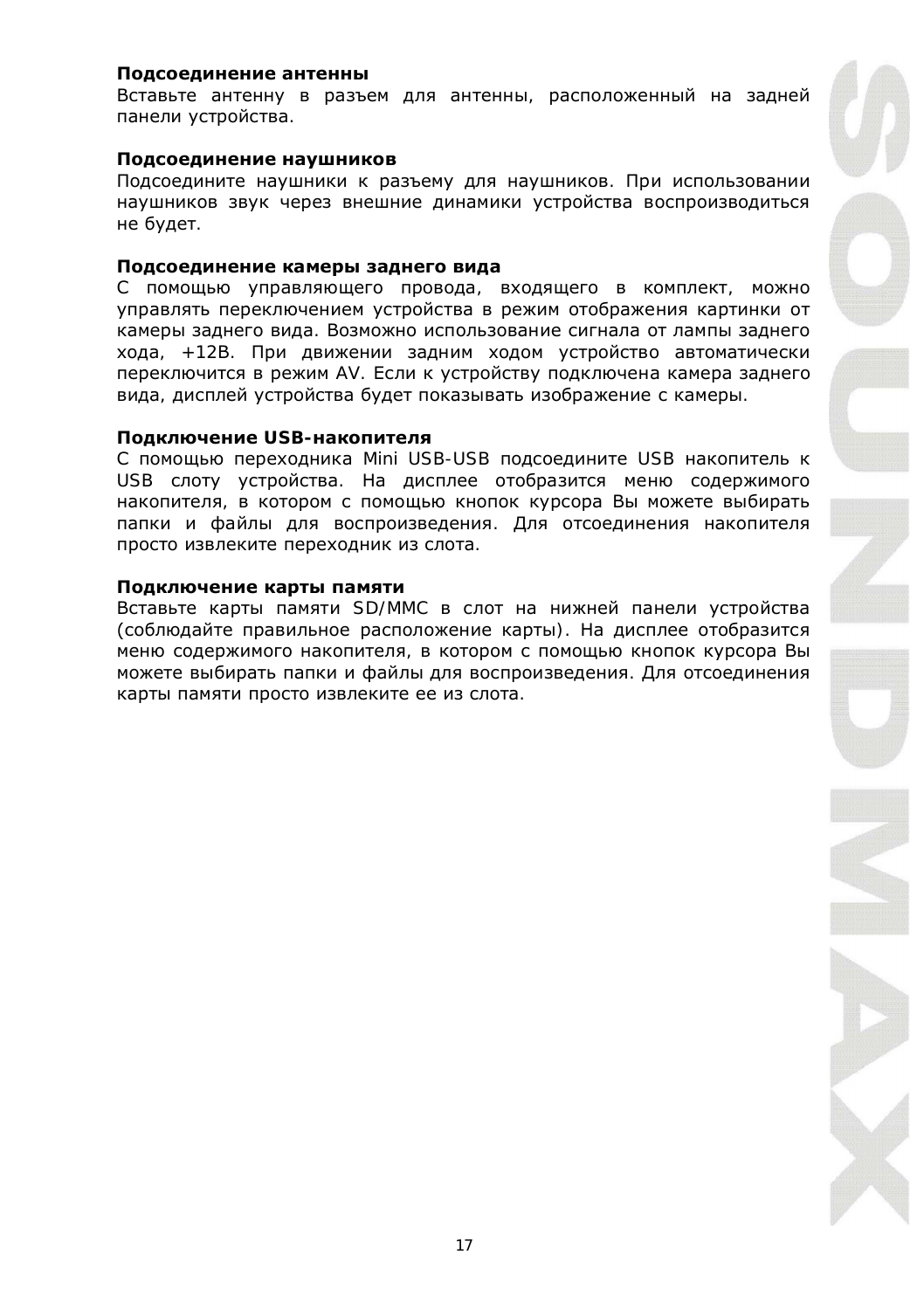**Подсоединение антенны**

Вставьте антенну в разъем для антенны, расположенный на задней панели устройства.

**Подсоединение наушников**

Подсоедините наушники к разъему для наушников. При использовании наушников звук через внешние динамики устройства воспроизводиться не будет.

**Подсоединение камеры заднего вида**

С помощью управляющего провода, входящего в комплект, можно управлять переключением устройства в режим отображения картинки от камеры заднего вида. Возможно использование сигнала от лампы заднего хода, +12В. При движении задним ходом устройство автоматически переключится в режим AV. Если к устройству подключена камера заднего вида, дисплей устройства будет показывать изображение с камеры.

**Подключение USB-накопителя**

С помощью переходника Mini USB-USB подсоедините USB накопитель к USB слоту устройства. На дисплее отобразится меню содержимого накопителя, в котором с помощью кнопок курсора Вы можете выбирать папки и файлы для воспроизведения. Для отсоединения накопителя просто извлеките переходник из слота.

**Подключение карты памяти**

Вставьте карты памяти SD/MMC в слот на нижней панели устройства (соблюдайте правильное расположение карты). На дисплее отобразится меню содержимого накопителя, в котором с помощью кнопок курсора Вы можете выбирать папки и файлы для воспроизведения. Для отсоединения карты памяти просто извлеките ее из слота.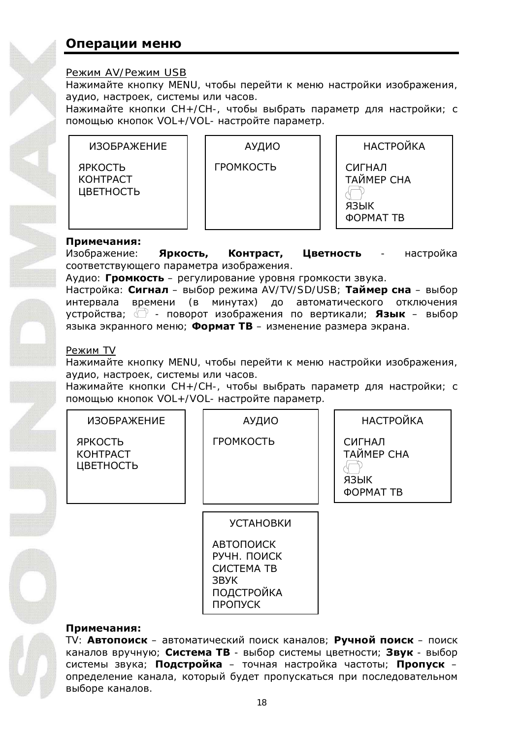## Операции меню

Режим AV/Режим USB

Нажимайте кнопку MENU, чтобы перейти к меню настройки изображения, аудио, настроек, системы или часов.

Нажимайте кнопки CH+/CH-, чтобы выбрать параметр для настройки; с помощью кнопок VOL+/VOL- настройте параметр.

| ИЗОБРАЖЕНИЕ | АУДИО | НАСТРОЙКА |
| --- | --- | --- |
| ЯРКОСТЬ<br>КОНТРАСТ<br>ЦВЕТНОСТЬ | ГРОМКОСТЬ | СИГНАЛ<br>ТАЙМЕР СНА<br>⟲<br>ЯЗЫК<br>ФОРМАТ ТВ |

**Примечания:**

Изображение: **Яркость, Контраст, Цветность** - настройка соответствующего параметра изображения.

Аудио: **Громкость** – регулирование уровня громкости звука.

Настройка: **Сигнал** – выбор режима AV/TV/SD/USB; **Таймер сна** – выбор интервала времени (в минутах) до автоматического отключения устройства; ⟲ - поворот изображения по вертикали; **Язык** – выбор языка экранного меню; **Формат ТВ** – изменение размера экрана.

Режим TV

Нажимайте кнопку MENU, чтобы перейти к меню настройки изображения, аудио, настроек, системы или часов.

Нажимайте кнопки CH+/CH-, чтобы выбрать параметр для настройки; с помощью кнопок VOL+/VOL- настройте параметр.

| ИЗОБРАЖЕНИЕ | АУДИО | НАСТРОЙКА |
| --- | --- | --- |
| ЯРКОСТЬ<br>КОНТРАСТ<br>ЦВЕТНОСТЬ | ГРОМКОСТЬ | СИГНАЛ<br>ТАЙМЕР СНА<br>⟲<br>ЯЗЫК<br>ФОРМАТ ТВ |

| УСТАНОВКИ |
| --- |
| АВТОПОИСК<br>РУЧН. ПОИСК<br>СИСТЕМА ТВ<br>ЗВУК<br>ПОДСТРОЙКА<br>ПРОПУСК |

**Примечания:**

TV: **Автопоиск** – автоматический поиск каналов; **Ручной поиск** – поиск каналов вручную; **Система ТВ** - выбор системы цветности; **Звук** - выбор системы звука; **Подстройка** – точная настройка частоты; **Пропуск** – определение канала, который будет пропускаться при последовательном выборе каналов.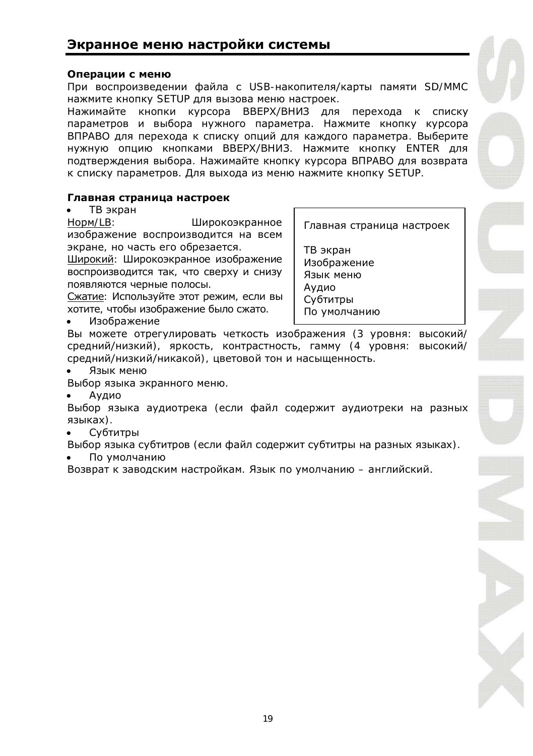# Экранное меню настройки системы

**Операции с меню**

При воспроизведении файла с USB-накопителя/карты памяти SD/MMC нажмите кнопку SETUP для вызова меню настроек.

Нажимайте кнопки курсора ВВЕРХ/ВНИЗ для перехода к списку параметров и выбора нужного параметра. Нажмите кнопку курсора ВПРАВО для перехода к списку опций для каждого параметра. Выберите нужную опцию кнопками ВВЕРХ/ВНИЗ. Нажмите кнопку ENTER для подтверждения выбора. Нажимайте кнопку курсора ВПРАВО для возврата к списку параметров. Для выхода из меню нажмите кнопку SETUP.

**Главная страница настроек**

| Главная страница настроек |
|---|
| ТВ экран<br>Изображение<br>Язык меню<br>Аудио<br>Субтитры<br>По умолчанию |

- ТВ экран

Норм/LB: Широкоэкранное изображение воспроизводится на всем экране, но часть его обрезается.

Широкий: Широкоэкранное изображение воспроизводится так, что сверху и снизу появляются черные полосы.

Сжатие: Используйте этот режим, если вы хотите, чтобы изображение было сжато.

- Изображение

Вы можете отрегулировать четкость изображения (3 уровня: высокий/средний/низкий), яркость, контрастность, гамму (4 уровня: высокий/средний/низкий/никакой), цветовой тон и насыщенность.

- Язык меню

Выбор языка экранного меню.

- Аудио

Выбор языка аудиотрека (если файл содержит аудиотреки на разных языках).

- Субтитры

Выбор языка субтитров (если файл содержит субтитры на разных языках).

- По умолчанию

Возврат к заводским настройкам. Язык по умолчанию – английский.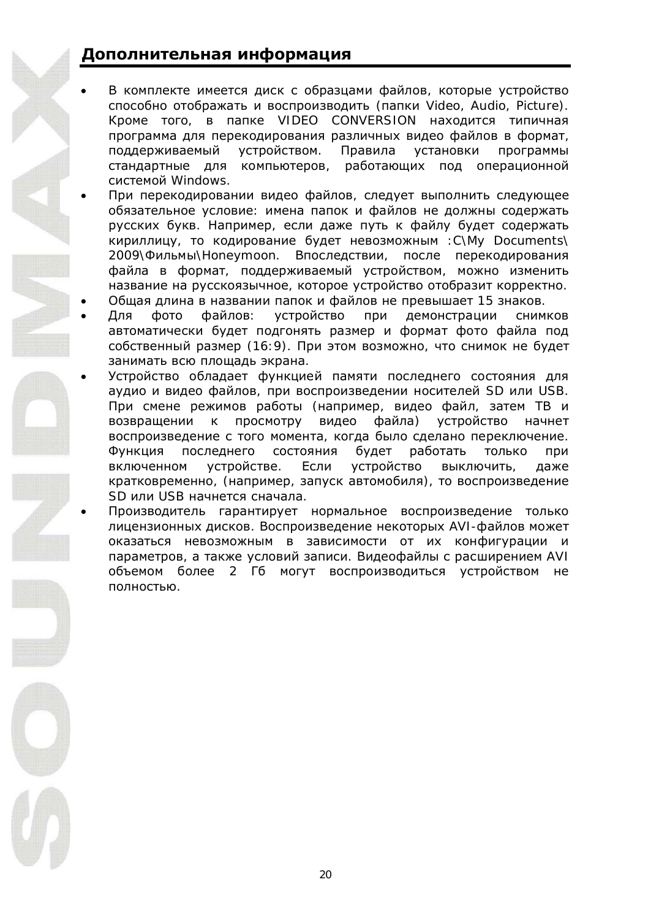## Дополнительная информация

- В комплекте имеется диск с образцами файлов, которые устройство способно отображать и воспроизводить (папки Video, Audio, Picture). Кроме того, в папке VIDEO CONVERSION находится типичная программа для перекодирования различных видео файлов в формат, поддерживаемый устройством. Правила установки программы стандартные для компьютеров, работающих под операционной системой Windows.
- При перекодировании видео файлов, следует выполнить следующее обязательное условие: имена папок и файлов не должны содержать русских букв. Например, если даже путь к файлу будет содержать кириллицу, то кодирование будет невозможным :C\My Documents\2009\Фильмы\Honeymoon. Впоследствии, после перекодирования файла в формат, поддерживаемый устройством, можно изменить название на русскоязычное, которое устройство отобразит корректно.
- Общая длина в названии папок и файлов не превышает 15 знаков.
- Для фото файлов: устройство при демонстрации снимков автоматически будет подгонять размер и формат фото файла под собственный размер (16:9). При этом возможно, что снимок не будет занимать всю площадь экрана.
- Устройство обладает функцией памяти последнего состояния для аудио и видео файлов, при воспроизведении носителей SD или USB. При смене режимов работы (например, видео файл, затем ТВ и возвращении к просмотру видео файла) устройство начнет воспроизведение с того момента, когда было сделано переключение. Функция последнего состояния будет работать только при включенном устройстве. Если устройство выключить, даже кратковременно, (например, запуск автомобиля), то воспроизведение SD или USB начнется сначала.
- Производитель гарантирует нормальное воспроизведение только лицензионных дисков. Воспроизведение некоторых AVI-файлов может оказаться невозможным в зависимости от их конфигурации и параметров, а также условий записи. Видеофайлы с расширением AVI объемом более 2 Гб могут воспроизводиться устройством не полностью.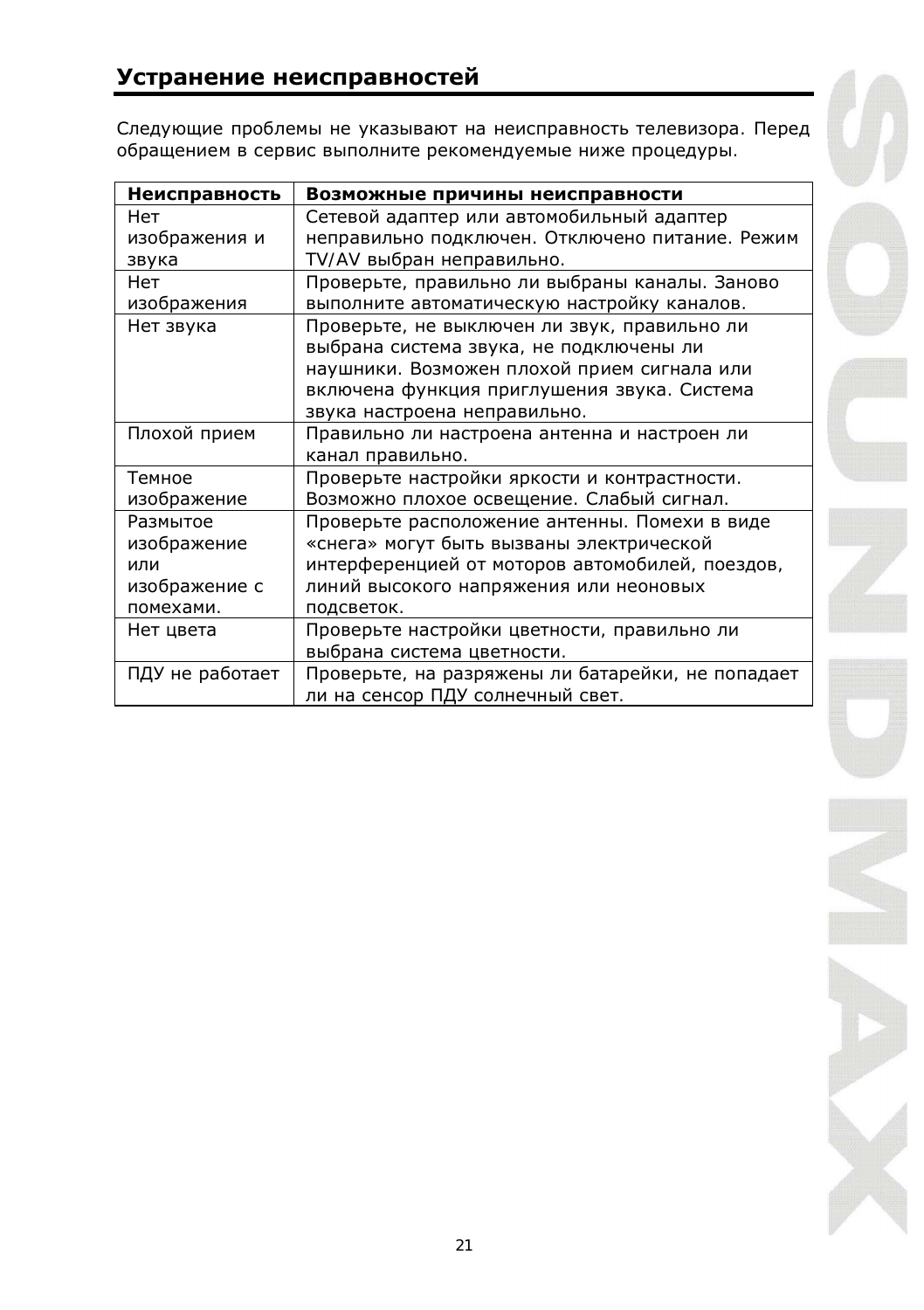## Устранение неисправностей

Следующие проблемы не указывают на неисправность телевизора. Перед обращением в сервис выполните рекомендуемые ниже процедуры.

| Неисправность | Возможные причины неисправности |
|---|---|
| Нет изображения и звука | Сетевой адаптер или автомобильный адаптер неправильно подключен. Отключено питание. Режим TV/AV выбран неправильно. |
| Нет изображения | Проверьте, правильно ли выбраны каналы. Заново выполните автоматическую настройку каналов. |
| Нет звука | Проверьте, не выключен ли звук, правильно ли выбрана система звука, не подключены ли наушники. Возможен плохой прием сигнала или включена функция приглушения звука. Система звука настроена неправильно. |
| Плохой прием | Правильно ли настроена антенна и настроен ли канал правильно. |
| Темное изображение | Проверьте настройки яркости и контрастности. Возможно плохое освещение. Слабый сигнал. |
| Размытое изображение или изображение с помехами. | Проверьте расположение антенны. Помехи в виде «снега» могут быть вызваны электрической интерференцией от моторов автомобилей, поездов, линий высокого напряжения или неоновых подсветок. |
| Нет цвета | Проверьте настройки цветности, правильно ли выбрана система цветности. |
| ПДУ не работает | Проверьте, на разряжены ли батарейки, не попадает ли на сенсор ПДУ солнечный свет. |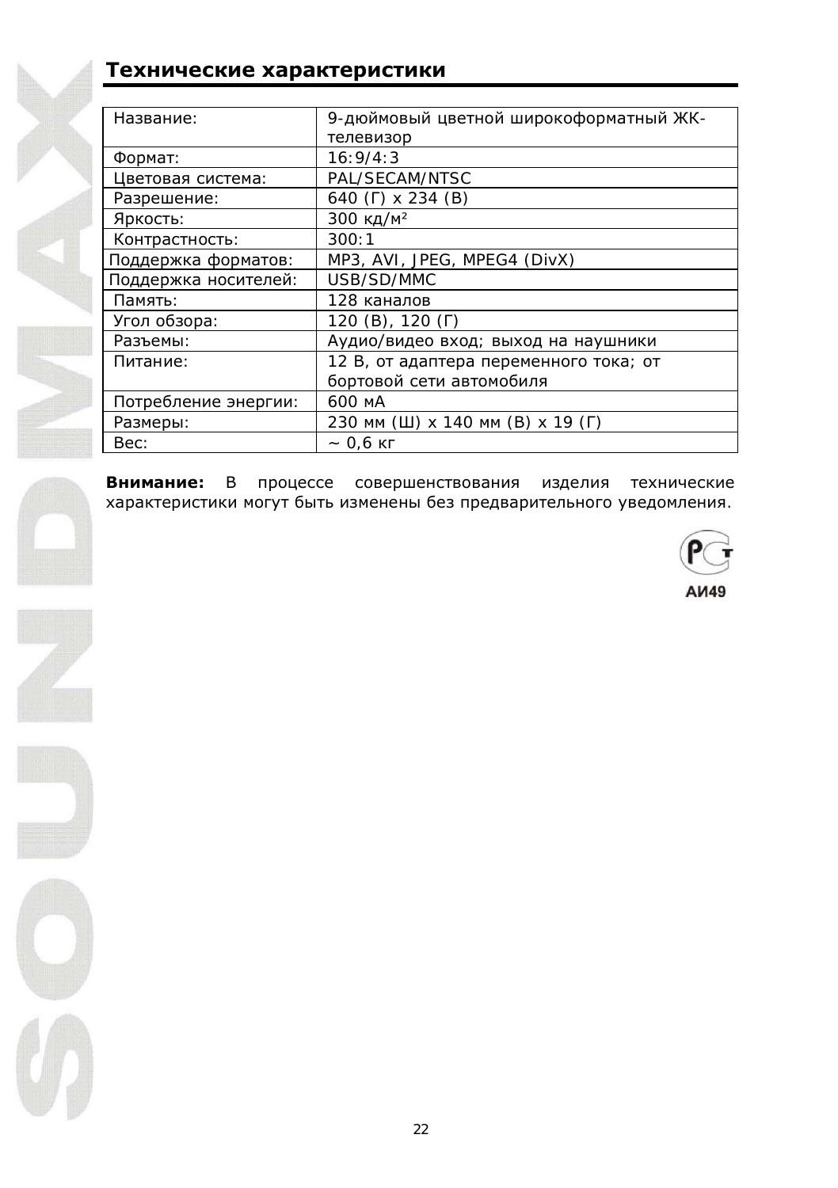# Технические характеристики

| | |
|---|---|
| Название: | 9-дюймовый цветной широкоформатный ЖК-телевизор |
| Формат: | 16:9/4:3 |
| Цветовая система: | PAL/SECAM/NTSC |
| Разрешение: | 640 (Г) x 234 (В) |
| Яркость: | 300 кд/м² |
| Контрастность: | 300:1 |
| Поддержка форматов: | MP3, AVI, JPEG, MPEG4 (DivX) |
| Поддержка носителей: | USB/SD/MMC |
| Память: | 128 каналов |
| Угол обзора: | 120 (В), 120 (Г) |
| Разъемы: | Аудио/видео вход; выход на наушники |
| Питание: | 12 В, от адаптера переменного тока; от бортовой сети автомобиля |
| Потребление энергии: | 600 мА |
| Размеры: | 230 мм (Ш) x 140 мм (В) x 19 (Г) |
| Вес: | ~ 0,6 кг |

**Внимание:** В процессе совершенствования изделия технические характеристики могут быть изменены без предварительного уведомления.

АИ49